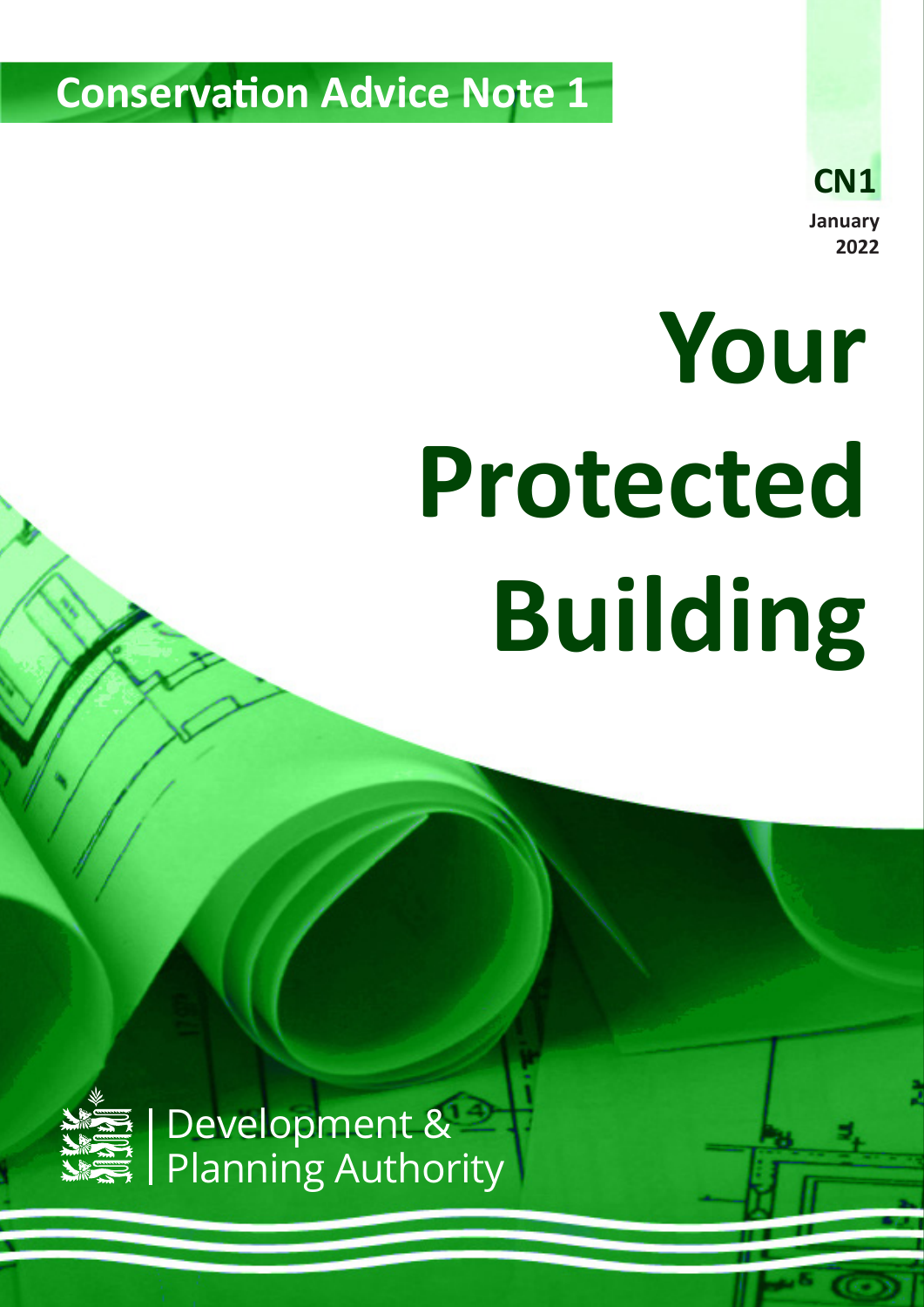Conservation Advice Note 1

CN1

January 2022

# Your Protected Building

Development & Planning Authority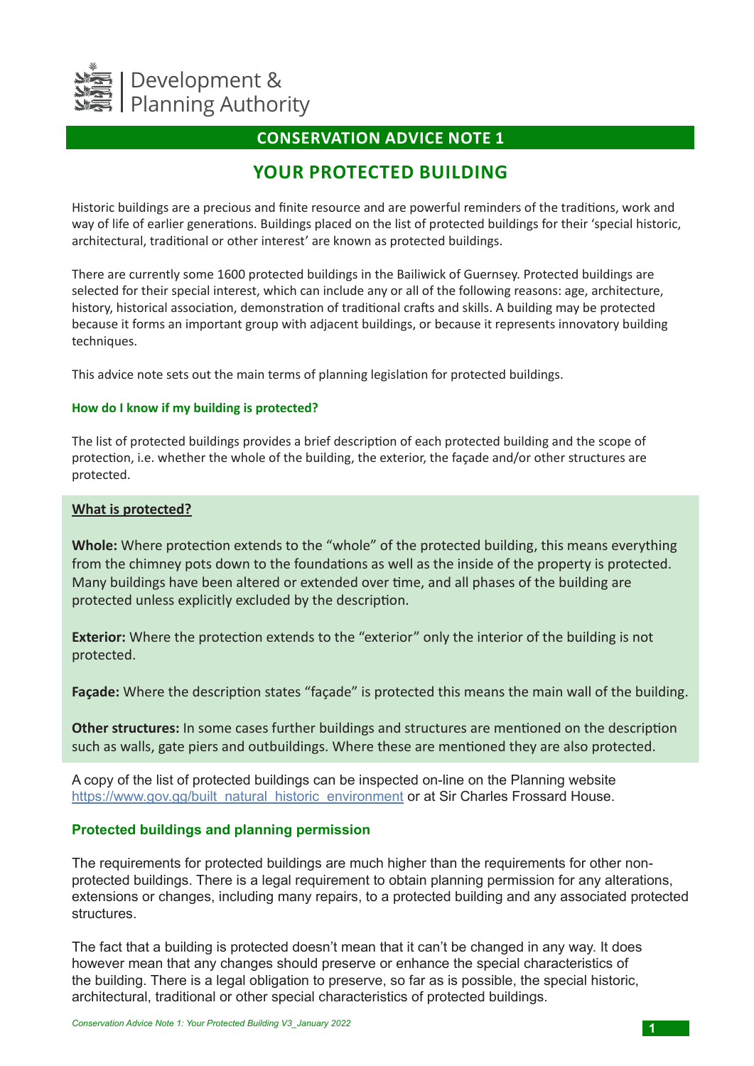Development & Planning Authority

## CONSERVATION ADVICE NOTE 1

# YOUR PROTECTED BUILDING

Historic buildings are a precious and finite resource and are powerful reminders of the traditions, work and way of life of earlier generations. Buildings placed on the list of protected buildings for their 'special historic, architectural, traditional or other interest' are known as protected buildings.

There are currently some 1600 protected buildings in the Bailiwick of Guernsey. Protected buildings are selected for their special interest, which can include any or all of the following reasons: age, architecture, history, historical association, demonstration of traditional crafts and skills. A building may be protected because it forms an important group with adjacent buildings, or because it represents innovatory building techniques.

This advice note sets out the main terms of planning legislation for protected buildings.

### How do I know if my building is protected?

The list of protected buildings provides a brief description of each protected building and the scope of protection, i.e. whether the whole of the building, the exterior, the façade and/or other structures are protected.

**What is protected?**

**Whole:** Where protection extends to the "whole" of the protected building, this means everything from the chimney pots down to the foundations as well as the inside of the property is protected. Many buildings have been altered or extended over time, and all phases of the building are protected unless explicitly excluded by the description.

**Exterior:** Where the protection extends to the "exterior" only the interior of the building is not protected.

**Façade:** Where the description states "façade" is protected this means the main wall of the building.

**Other structures:** In some cases further buildings and structures are mentioned on the description such as walls, gate piers and outbuildings. Where these are mentioned they are also protected.

A copy of the list of protected buildings can be inspected on-line on the Planning website https://www.gov.gg/built_natural_historic_environment or at Sir Charles Frossard House.

### Protected buildings and planning permission

The requirements for protected buildings are much higher than the requirements for other non-protected buildings. There is a legal requirement to obtain planning permission for any alterations, extensions or changes, including many repairs, to a protected building and any associated protected structures.

The fact that a building is protected doesn't mean that it can't be changed in any way. It does however mean that any changes should preserve or enhance the special characteristics of the building. There is a legal obligation to preserve, so far as is possible, the special historic, architectural, traditional or other special characteristics of protected buildings.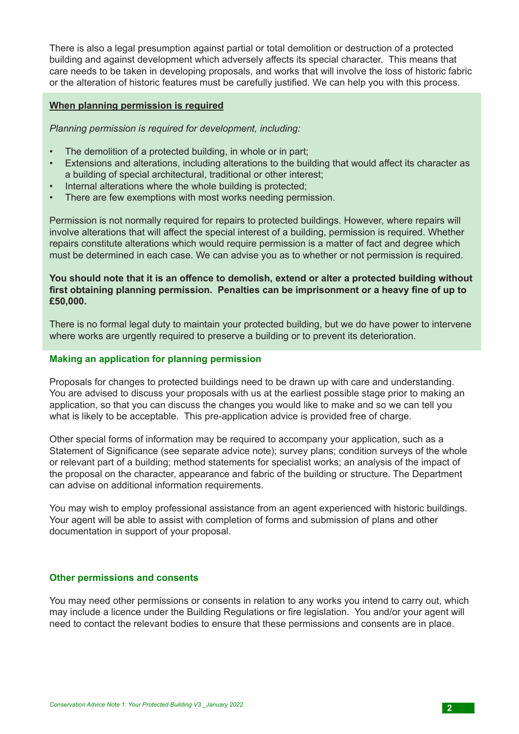There is also a legal presumption against partial or total demolition or destruction of a protected building and against development which adversely affects its special character. This means that care needs to be taken in developing proposals, and works that will involve the loss of historic fabric or the alteration of historic features must be carefully justified. We can help you with this process.

## When planning permission is required

*Planning permission is required for development, including:*

- The demolition of a protected building, in whole or in part;
- Extensions and alterations, including alterations to the building that would affect its character as a building of special architectural, traditional or other interest;
- Internal alterations where the whole building is protected;
- There are few exemptions with most works needing permission.

Permission is not normally required for repairs to protected buildings. However, where repairs will involve alterations that will affect the special interest of a building, permission is required. Whether repairs constitute alterations which would require permission is a matter of fact and degree which must be determined in each case. We can advise you as to whether or not permission is required.

**You should note that it is an offence to demolish, extend or alter a protected building without first obtaining planning permission. Penalties can be imprisonment or a heavy fine of up to £50,000.**

There is no formal legal duty to maintain your protected building, but we do have power to intervene where works are urgently required to preserve a building or to prevent its deterioration.

## Making an application for planning permission

Proposals for changes to protected buildings need to be drawn up with care and understanding. You are advised to discuss your proposals with us at the earliest possible stage prior to making an application, so that you can discuss the changes you would like to make and so we can tell you what is likely to be acceptable. This pre-application advice is provided free of charge.

Other special forms of information may be required to accompany your application, such as a Statement of Significance (see separate advice note); survey plans; condition surveys of the whole or relevant part of a building; method statements for specialist works; an analysis of the impact of the proposal on the character, appearance and fabric of the building or structure. The Department can advise on additional information requirements.

You may wish to employ professional assistance from an agent experienced with historic buildings. Your agent will be able to assist with completion of forms and submission of plans and other documentation in support of your proposal.

## Other permissions and consents

You may need other permissions or consents in relation to any works you intend to carry out, which may include a licence under the Building Regulations or fire legislation. You and/or your agent will need to contact the relevant bodies to ensure that these permissions and consents are in place.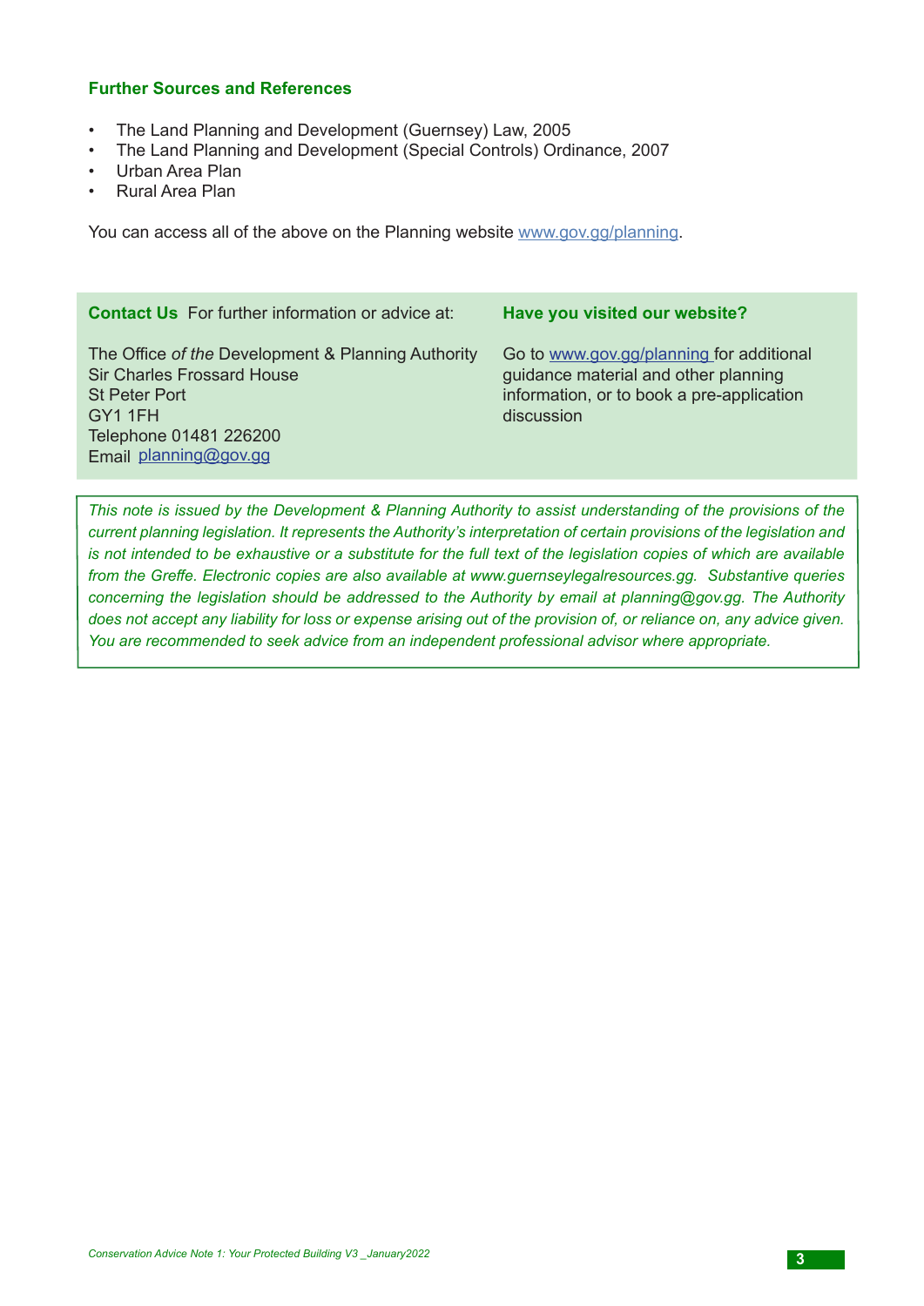## Further Sources and References

- The Land Planning and Development (Guernsey) Law, 2005
- The Land Planning and Development (Special Controls) Ordinance, 2007
- Urban Area Plan
- Rural Area Plan

You can access all of the above on the Planning website www.gov.gg/planning.

**Contact Us** For further information or advice at:

The Office *of the* Development & Planning Authority
Sir Charles Frossard House
St Peter Port
GY1 1FH
Telephone 01481 226200
Email planning@gov.gg

**Have you visited our website?**

Go to www.gov.gg/planning for additional guidance material and other planning information, or to book a pre-application discussion

*This note is issued by the Development & Planning Authority to assist understanding of the provisions of the current planning legislation. It represents the Authority's interpretation of certain provisions of the legislation and is not intended to be exhaustive or a substitute for the full text of the legislation copies of which are available from the Greffe. Electronic copies are also available at www.guernseylegalresources.gg. Substantive queries concerning the legislation should be addressed to the Authority by email at planning@gov.gg. The Authority does not accept any liability for loss or expense arising out of the provision of, or reliance on, any advice given. You are recommended to seek advice from an independent professional advisor where appropriate.*